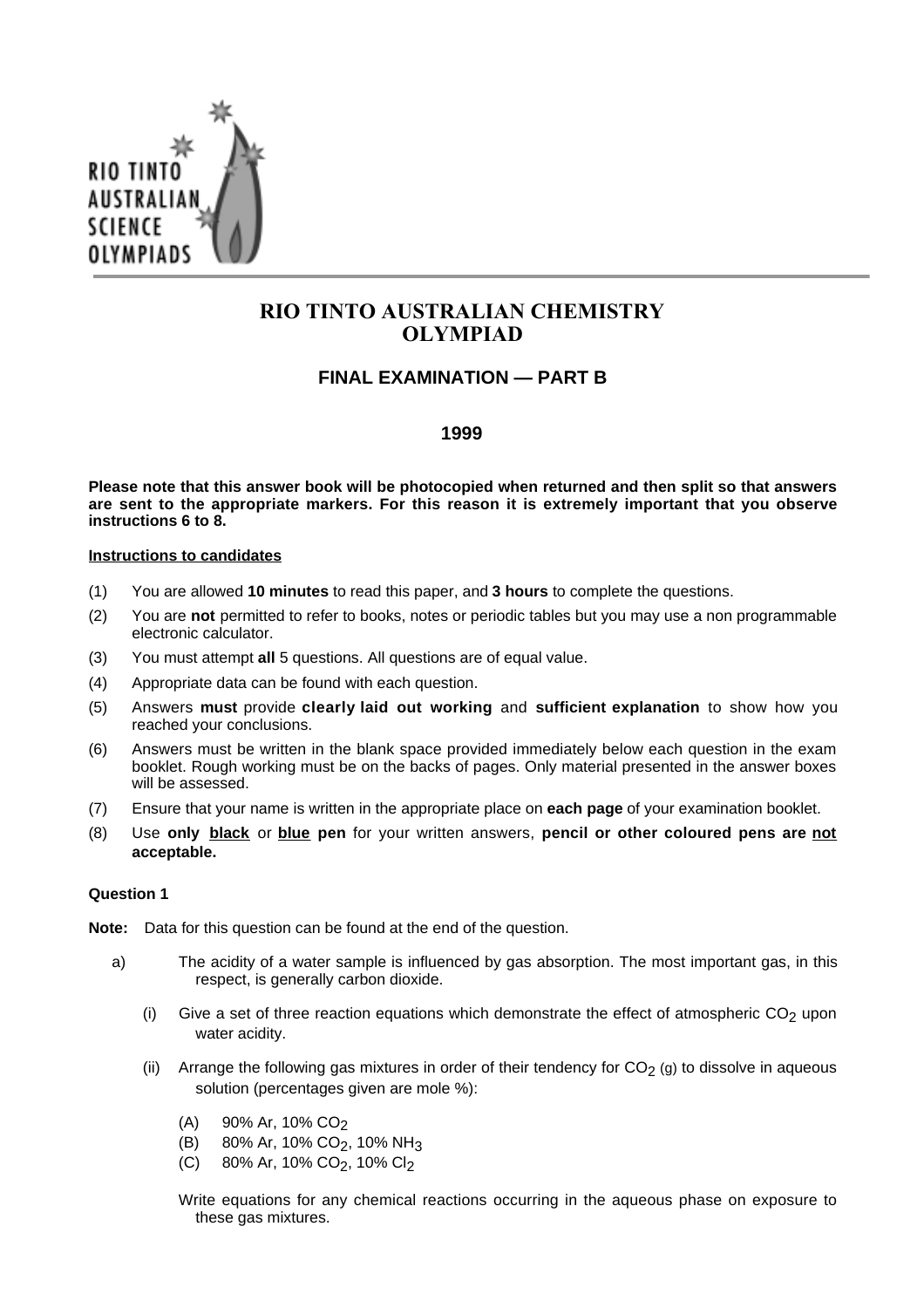# RIO TINTO AUSTRALIAN CHEMISTRY OLYMPIAD

## FINAL EXAMINATION — PART B

### 1999

**Please note that this answer book will be photocopied when returned and then split so that answers are sent to the appropriate markers. For this reason it is extremely important that you observe instructions 6 to 8.**

**Instructions to candidates**

(1) You are allowed **10 minutes** to read this paper, and **3 hours** to complete the questions.

(2) You are **not** permitted to refer to books, notes or periodic tables but you may use a non programmable electronic calculator.

(3) You must attempt **all** 5 questions. All questions are of equal value.

(4) Appropriate data can be found with each question.

(5) Answers **must** provide **clearly laid out working** and **sufficient explanation** to show how you reached your conclusions.

(6) Answers must be written in the blank space provided immediately below each question in the exam booklet. Rough working must be on the backs of pages. Only material presented in the answer boxes will be assessed.

(7) Ensure that your name is written in the appropriate place on **each page** of your examination booklet.

(8) Use **only black** or **blue pen** for your written answers, **pencil or other coloured pens are not acceptable.**

**Question 1**

**Note:** Data for this question can be found at the end of the question.

a) The acidity of a water sample is influenced by gas absorption. The most important gas, in this respect, is generally carbon dioxide.

(i) Give a set of three reaction equations which demonstrate the effect of atmospheric $CO_2$ upon water acidity.

(ii) Arrange the following gas mixtures in order of their tendency for $CO_2$ (g) to dissolve in aqueous solution (percentages given are mole %):

(A) 90% Ar, 10% $CO_2$

(B) 80% Ar, 10% $CO_2$, 10% $NH_3$

(C) 80% Ar, 10% $CO_2$, 10% $Cl_2$

Write equations for any chemical reactions occurring in the aqueous phase on exposure to these gas mixtures.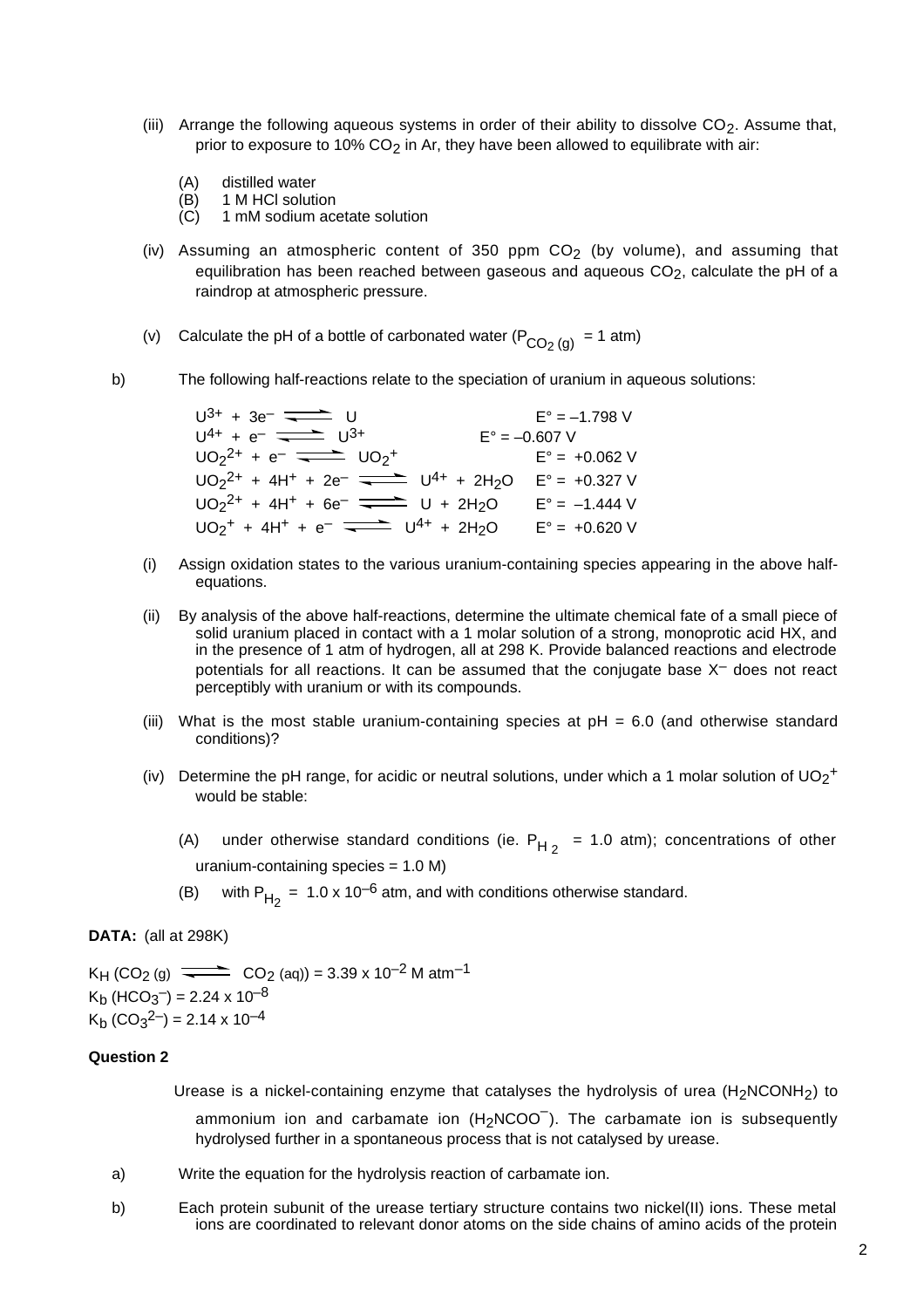(iii) Arrange the following aqueous systems in order of their ability to dissolve $CO_2$. Assume that, prior to exposure to 10% $CO_2$ in Ar, they have been allowed to equilibrate with air:

(A) distilled water
(B) 1 M HCl solution
(C) 1 mM sodium acetate solution

(iv) Assuming an atmospheric content of 350 ppm $CO_2$ (by volume), and assuming that equilibration has been reached between gaseous and aqueous $CO_2$, calculate the pH of a raindrop at atmospheric pressure.

(v) Calculate the pH of a bottle of carbonated water ($P_{CO_2\,(g)}$ = 1 atm)

b) The following half-reactions relate to the speciation of uranium in aqueous solutions:

$$U^{3+} + 3e^- \rightleftharpoons U \qquad E° = -1.798\ V$$
$$U^{4+} + e^- \rightleftharpoons U^{3+} \qquad E° = -0.607\ V$$
$$UO_2^{2+} + e^- \rightleftharpoons UO_2^{+} \qquad E° = +0.062\ V$$
$$UO_2^{2+} + 4H^+ + 2e^- \rightleftharpoons U^{4+} + 2H_2O \qquad E° = +0.327\ V$$
$$UO_2^{2+} + 4H^+ + 6e^- \rightleftharpoons U + 2H_2O \qquad E° = -1.444\ V$$
$$UO_2^{+} + 4H^+ + e^- \rightleftharpoons U^{4+} + 2H_2O \qquad E° = +0.620\ V$$

(i) Assign oxidation states to the various uranium-containing species appearing in the above half-equations.

(ii) By analysis of the above half-reactions, determine the ultimate chemical fate of a small piece of solid uranium placed in contact with a 1 molar solution of a strong, monoprotic acid HX, and in the presence of 1 atm of hydrogen, all at 298 K. Provide balanced reactions and electrode potentials for all reactions. It can be assumed that the conjugate base $X^-$ does not react perceptibly with uranium or with its compounds.

(iii) What is the most stable uranium-containing species at pH = 6.0 (and otherwise standard conditions)?

(iv) Determine the pH range, for acidic or neutral solutions, under which a 1 molar solution of $UO_2^+$ would be stable:

(A) under otherwise standard conditions (ie. $P_{H_2}$ = 1.0 atm); concentrations of other uranium-containing species = 1.0 M)

(B) with $P_{H_2}$ = 1.0 x $10^{-6}$ atm, and with conditions otherwise standard.

**DATA:** (all at 298K)

$K_H$ ($CO_{2\,(g)} \rightleftharpoons CO_{2\,(aq)}$) = 3.39 x $10^{-2}$ M atm$^{-1}$
$K_b$ ($HCO_3^-$) = 2.24 x $10^{-8}$
$K_b$ ($CO_3^{2-}$) = 2.14 x $10^{-4}$

**Question 2**

Urease is a nickel-containing enzyme that catalyses the hydrolysis of urea ($H_2NCONH_2$) to ammonium ion and carbamate ion ($H_2NCOO^-$). The carbamate ion is subsequently hydrolysed further in a spontaneous process that is not catalysed by urease.

a) Write the equation for the hydrolysis reaction of carbamate ion.

b) Each protein subunit of the urease tertiary structure contains two nickel(II) ions. These metal ions are coordinated to relevant donor atoms on the side chains of amino acids of the protein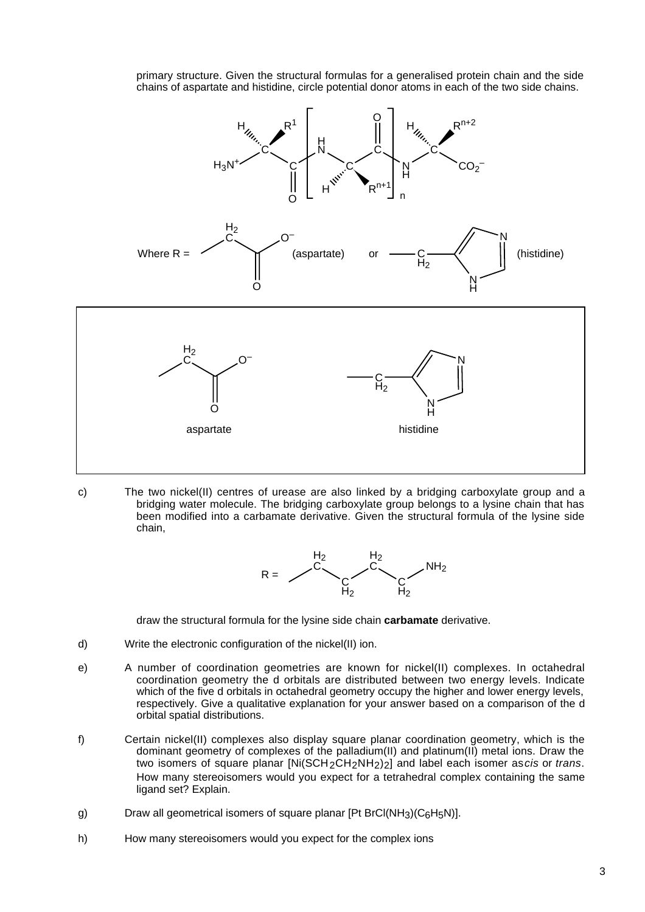primary structure. Given the structural formulas for a generalised protein chain and the side chains of aspartate and histidine, circle potential donor atoms in each of the two side chains.

Where R = $-CH_2-CO_2^-$ (aspartate) or $-CH_2-$(imidazole ring, N / NH) (histidine)

aspartate

histidine

c) The two nickel(II) centres of urease are also linked by a bridging carboxylate group and a bridging water molecule. The bridging carboxylate group belongs to a lysine chain that has been modified into a carbamate derivative. Given the structural formula of the lysine side chain,

R = $-CH_2-CH_2-CH_2-CH_2-NH_2$

draw the structural formula for the lysine side chain **carbamate** derivative.

d) Write the electronic configuration of the nickel(II) ion.

e) A number of coordination geometries are known for nickel(II) complexes. In octahedral coordination geometry the d orbitals are distributed between two energy levels. Indicate which of the five d orbitals in octahedral geometry occupy the higher and lower energy levels, respectively. Give a qualitative explanation for your answer based on a comparison of the d orbital spatial distributions.

f) Certain nickel(II) complexes also display square planar coordination geometry, which is the dominant geometry of complexes of the palladium(II) and platinum(II) metal ions. Draw the two isomers of square planar $[Ni(SCH_2CH_2NH_2)_2]$ and label each isomer as *cis* or *trans*. How many stereoisomers would you expect for a tetrahedral complex containing the same ligand set? Explain.

g) Draw all geometrical isomers of square planar $[Pt\,BrCl(NH_3)(C_6H_5N)]$.

h) How many stereoisomers would you expect for the complex ions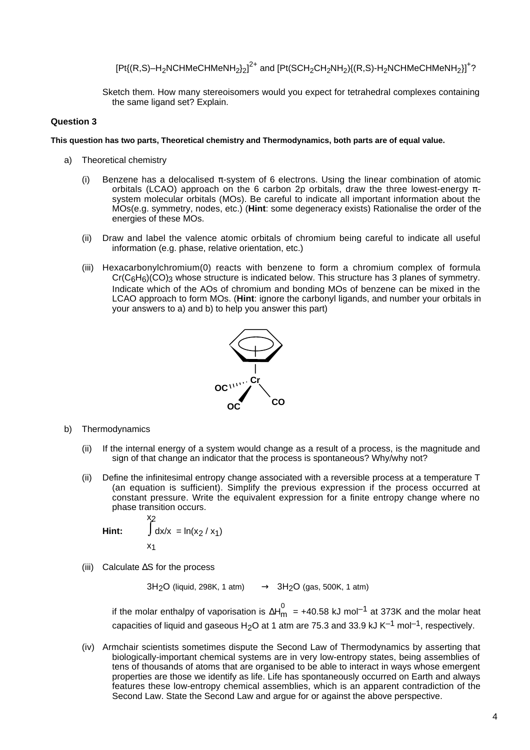$[Pt\{(R,S)\text{–}H_2NCHMeCHMeNH_2\}_2]^{2+}$ and $[Pt(SCH_2CH_2NH_2)\{(R,S)\text{-}H_2NCHMeCHMeNH_2\}]^{+}$?

Sketch them. How many stereoisomers would you expect for tetrahedral complexes containing the same ligand set? Explain.

**Question 3**

**This question has two parts, Theoretical chemistry and Thermodynamics, both parts are of equal value.**

a) Theoretical chemistry

(i) Benzene has a delocalised π-system of 6 electrons. Using the linear combination of atomic orbitals (LCAO) approach on the 6 carbon 2p orbitals, draw the three lowest-energy π-system molecular orbitals (MOs). Be careful to indicate all important information about the MOs(e.g. symmetry, nodes, etc.) (**Hint**: some degeneracy exists) Rationalise the order of the energies of these MOs.

(ii) Draw and label the valence atomic orbitals of chromium being careful to indicate all useful information (e.g. phase, relative orientation, etc.)

(iii) Hexacarbonylchromium(0) reacts with benzene to form a chromium complex of formula $Cr(C_6H_6)(CO)_3$ whose structure is indicated below. This structure has 3 planes of symmetry. Indicate which of the AOs of chromium and bonding MOs of benzene can be mixed in the LCAO approach to form MOs. (**Hint**: ignore the carbonyl ligands, and number your orbitals in your answers to a) and b) to help you answer this part)

b) Thermodynamics

(ii) If the internal energy of a system would change as a result of a process, is the magnitude and sign of that change an indicator that the process is spontaneous? Why/why not?

(ii) Define the infinitesimal entropy change associated with a reversible process at a temperature T (an equation is sufficient). Simplify the previous expression if the process occurred at constant pressure. Write the equivalent expression for a finite entropy change where no phase transition occurs.

**Hint:** $\int_{x_1}^{x_2} dx/x = \ln(x_2 / x_1)$

(iii) Calculate ΔS for the process

$$3H_2O \text{ (liquid, 298K, 1 atm)} \rightarrow 3H_2O \text{ (gas, 500K, 1 atm)}$$

if the molar enthalpy of vaporisation is $\Delta H_m^0 = +40.58 \text{ kJ mol}^{-1}$ at 373K and the molar heat capacities of liquid and gaseous $H_2O$ at 1 atm are 75.3 and 33.9 kJ $K^{-1}$ $mol^{-1}$, respectively.

(iv) Armchair scientists sometimes dispute the Second Law of Thermodynamics by asserting that biologically-important chemical systems are in very low-entropy states, being assemblies of tens of thousands of atoms that are organised to be able to interact in ways whose emergent properties are those we identify as life. Life has spontaneously occurred on Earth and always features these low-entropy chemical assemblies, which is an apparent contradiction of the Second Law. State the Second Law and argue for or against the above perspective.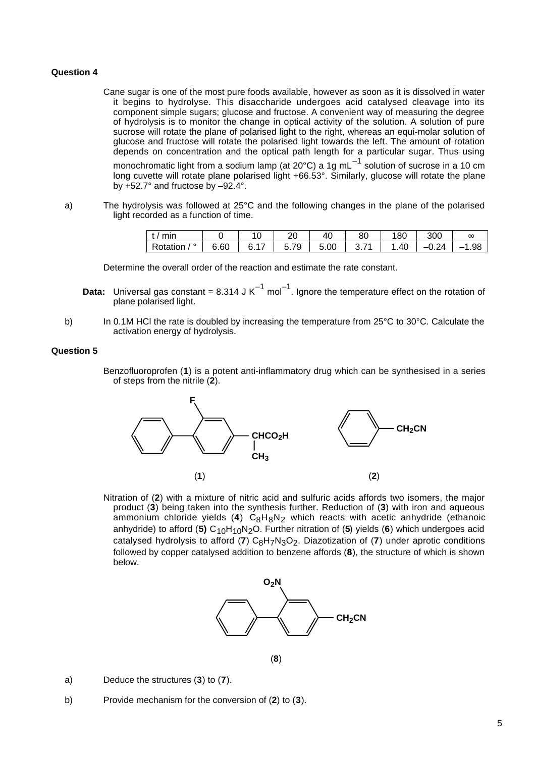**Question 4**

Cane sugar is one of the most pure foods available, however as soon as it is dissolved in water it begins to hydrolyse. This disaccharide undergoes acid catalysed cleavage into its component simple sugars; glucose and fructose. A convenient way of measuring the degree of hydrolysis is to monitor the change in optical activity of the solution. A solution of pure sucrose will rotate the plane of polarised light to the right, whereas an equi-molar solution of glucose and fructose will rotate the polarised light towards the left. The amount of rotation depends on concentration and the optical path length for a particular sugar. Thus using monochromatic light from a sodium lamp (at 20°C) a 1g $mL^{-1}$ solution of sucrose in a 10 cm long cuvette will rotate plane polarised light +66.53°. Similarly, glucose will rotate the plane by +52.7° and fructose by –92.4°.

a) The hydrolysis was followed at 25°C and the following changes in the plane of the polarised light recorded as a function of time.

| t / min | 0 | 10 | 20 | 40 | 80 | 180 | 300 | ∞ |
|---|---|---|---|---|---|---|---|---|
| Rotation / ° | 6.60 | 6.17 | 5.79 | 5.00 | 3.71 | 1.40 | –0.24 | –1.98 |

Determine the overall order of the reaction and estimate the rate constant.

**Data:** Universal gas constant = 8.314 J $K^{-1}$ $mol^{-1}$. Ignore the temperature effect on the rotation of plane polarised light.

b) In 0.1M HCl the rate is doubled by increasing the temperature from 25°C to 30°C. Calculate the activation energy of hydrolysis.

**Question 5**

Benzofluoroprofen (**1**) is a potent anti-inflammatory drug which can be synthesised in a series of steps from the nitrile (**2**).

(**1**) (**2**)

Nitration of (**2**) with a mixture of nitric acid and sulfuric acids affords two isomers, the major product (**3**) being taken into the synthesis further. Reduction of (**3**) with iron and aqueous ammonium chloride yields (**4**) $C_8H_8N_2$ which reacts with acetic anhydride (ethanoic anhydride) to afford (**5**) $C_{10}H_{10}N_2O$. Further nitration of (**5**) yields (**6**) which undergoes acid catalysed hydrolysis to afford (**7**) $C_8H_7N_3O_2$. Diazotization of (**7**) under aprotic conditions followed by copper catalysed addition to benzene affords (**8**), the structure of which is shown below.

(**8**)

a) Deduce the structures (**3**) to (**7**).

b) Provide mechanism for the conversion of (**2**) to (**3**).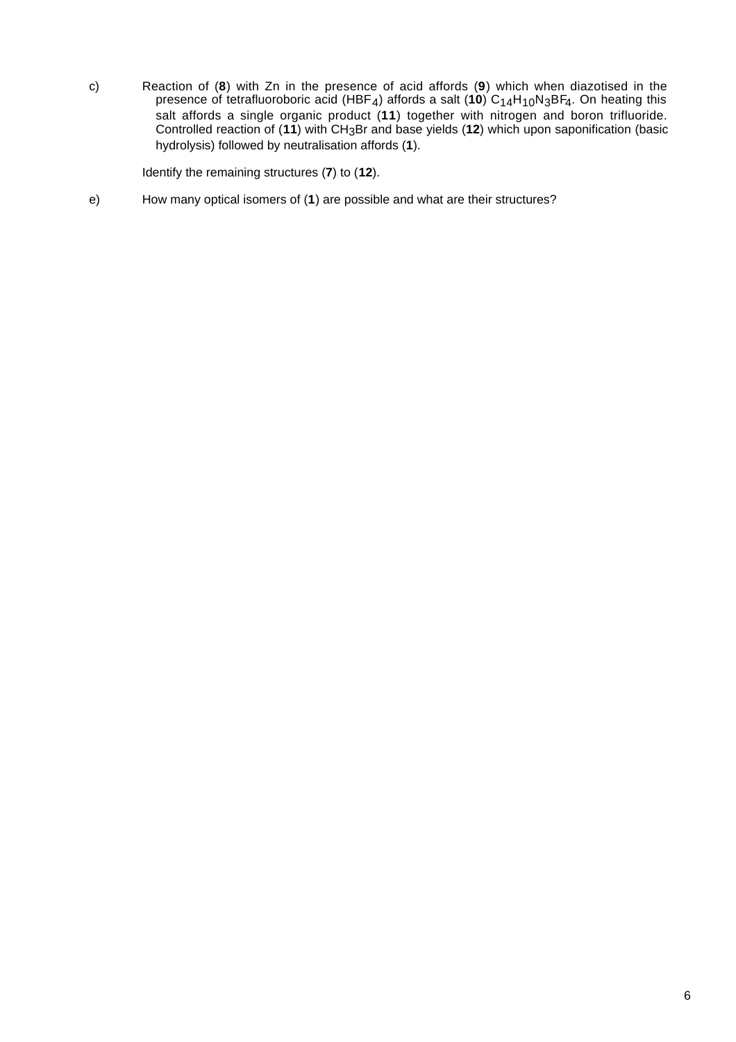c) Reaction of (**8**) with Zn in the presence of acid affords (**9**) which when diazotised in the presence of tetrafluoroboric acid ($HBF_4$) affords a salt (**10**) $C_{14}H_{10}N_3BF_4$. On heating this salt affords a single organic product (**11**) together with nitrogen and boron trifluoride. Controlled reaction of (**11**) with $CH_3Br$ and base yields (**12**) which upon saponification (basic hydrolysis) followed by neutralisation affords (**1**).

Identify the remaining structures (**7**) to (**12**).

e) How many optical isomers of (**1**) are possible and what are their structures?